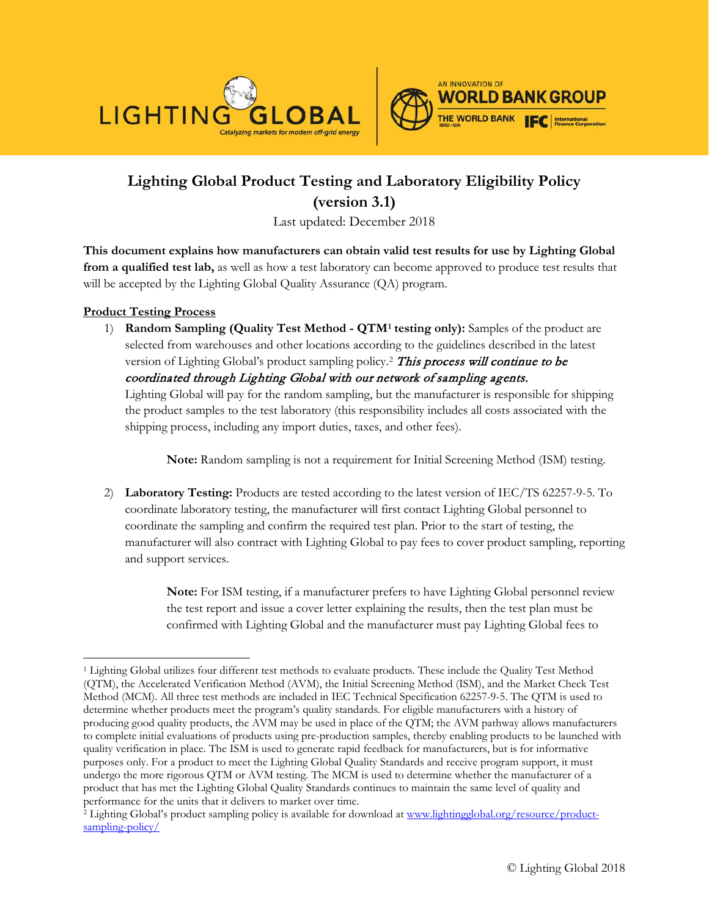# Lighting Global Product Testing and Laboratory Eligibility Policy (version 3.1)

Last updated: December 2018

**This document explains how manufacturers can obtain valid test results for use by Lighting Global from a qualified test lab,** as well as how a test laboratory can become approved to produce test results that will be accepted by the Lighting Global Quality Assurance (QA) program.

## Product Testing Process

1) **Random Sampling (Quality Test Method - QTM[1] testing only):** Samples of the product are selected from warehouses and other locations according to the guidelines described in the latest version of Lighting Global's product sampling policy.[2] ***This process will continue to be coordinated through Lighting Global with our network of sampling agents.***
   Lighting Global will pay for the random sampling, but the manufacturer is responsible for shipping the product samples to the test laboratory (this responsibility includes all costs associated with the shipping process, including any import duties, taxes, and other fees).

   **Note:** Random sampling is not a requirement for Initial Screening Method (ISM) testing.

2) **Laboratory Testing:** Products are tested according to the latest version of IEC/TS 62257-9-5. To coordinate laboratory testing, the manufacturer will first contact Lighting Global personnel to coordinate the sampling and confirm the required test plan. Prior to the start of testing, the manufacturer will also contract with Lighting Global to pay fees to cover product sampling, reporting and support services.

   **Note:** For ISM testing, if a manufacturer prefers to have Lighting Global personnel review the test report and issue a cover letter explaining the results, then the test plan must be confirmed with Lighting Global and the manufacturer must pay Lighting Global fees to

---

[1] Lighting Global utilizes four different test methods to evaluate products. These include the Quality Test Method (QTM), the Accelerated Verification Method (AVM), the Initial Screening Method (ISM), and the Market Check Test Method (MCM). All three test methods are included in IEC Technical Specification 62257-9-5. The QTM is used to determine whether products meet the program's quality standards. For eligible manufacturers with a history of producing good quality products, the AVM may be used in place of the QTM; the AVM pathway allows manufacturers to complete initial evaluations of products using pre-production samples, thereby enabling products to be launched with quality verification in place. The ISM is used to generate rapid feedback for manufacturers, but is for informative purposes only. For a product to meet the Lighting Global Quality Standards and receive program support, it must undergo the more rigorous QTM or AVM testing. The MCM is used to determine whether the manufacturer of a product that has met the Lighting Global Quality Standards continues to maintain the same level of quality and performance for the units that it delivers to market over time.

[2] Lighting Global's product sampling policy is available for download at [www.lightingglobal.org/resource/product-sampling-policy/](www.lightingglobal.org/resource/product-sampling-policy/)

© Lighting Global 2018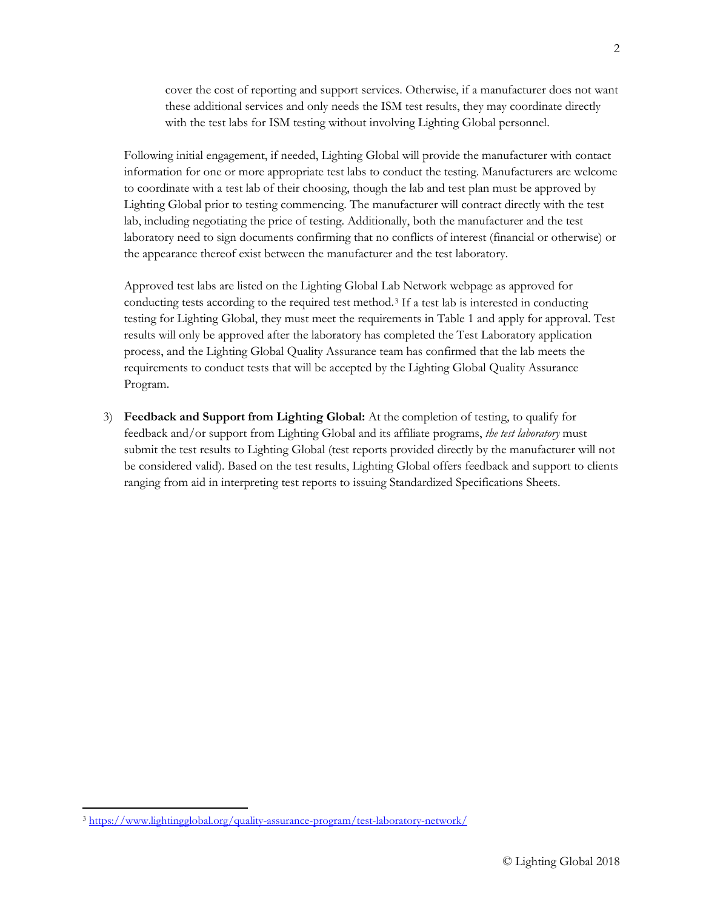cover the cost of reporting and support services. Otherwise, if a manufacturer does not want these additional services and only needs the ISM test results, they may coordinate directly with the test labs for ISM testing without involving Lighting Global personnel.

Following initial engagement, if needed, Lighting Global will provide the manufacturer with contact information for one or more appropriate test labs to conduct the testing. Manufacturers are welcome to coordinate with a test lab of their choosing, though the lab and test plan must be approved by Lighting Global prior to testing commencing. The manufacturer will contract directly with the test lab, including negotiating the price of testing. Additionally, both the manufacturer and the test laboratory need to sign documents confirming that no conflicts of interest (financial or otherwise) or the appearance thereof exist between the manufacturer and the test laboratory.

Approved test labs are listed on the Lighting Global Lab Network webpage as approved for conducting tests according to the required test method.[3] If a test lab is interested in conducting testing for Lighting Global, they must meet the requirements in Table 1 and apply for approval. Test results will only be approved after the laboratory has completed the Test Laboratory application process, and the Lighting Global Quality Assurance team has confirmed that the lab meets the requirements to conduct tests that will be accepted by the Lighting Global Quality Assurance Program.

3) **Feedback and Support from Lighting Global:** At the completion of testing, to qualify for feedback and/or support from Lighting Global and its affiliate programs, *the test laboratory* must submit the test results to Lighting Global (test reports provided directly by the manufacturer will not be considered valid). Based on the test results, Lighting Global offers feedback and support to clients ranging from aid in interpreting test reports to issuing Standardized Specifications Sheets.

[3] https://www.lightingglobal.org/quality-assurance-program/test-laboratory-network/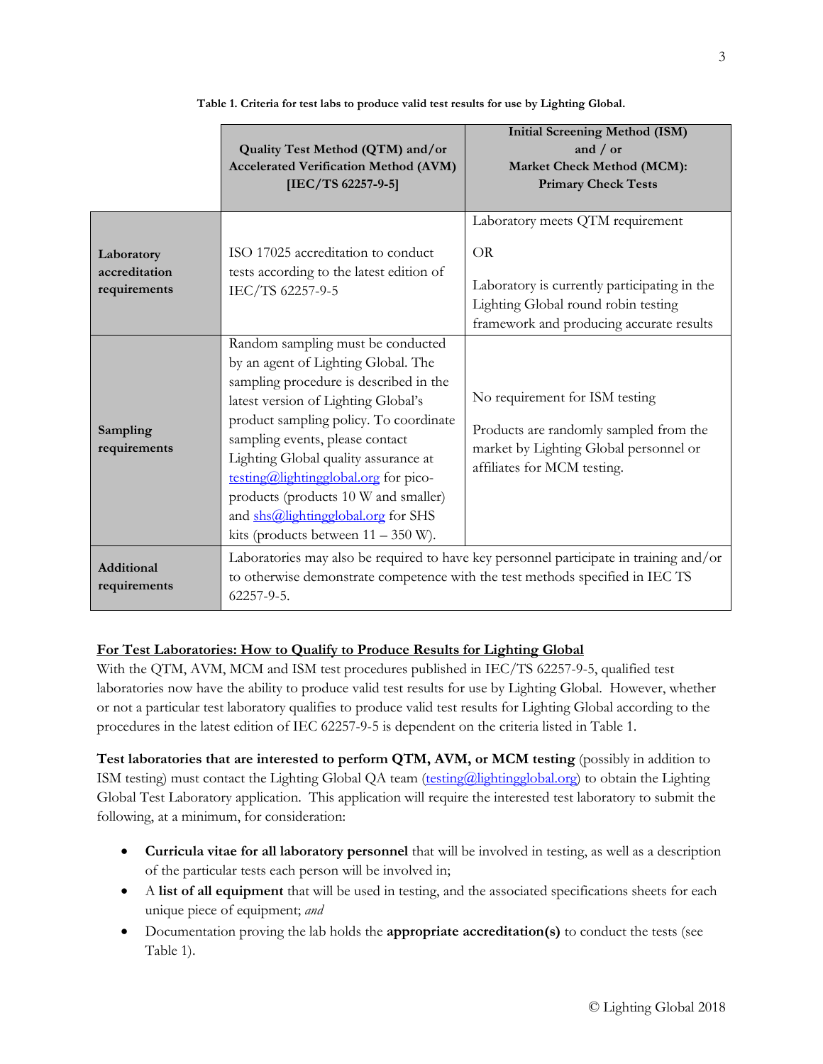**Table 1. Criteria for test labs to produce valid test results for use by Lighting Global.**

| | **Quality Test Method (QTM) and/or Accelerated Verification Method (AVM) [IEC/TS 62257-9-5]** | **Initial Screening Method (ISM) and / or Market Check Method (MCM): Primary Check Tests** |
|---|---|---|
| **Laboratory accreditation requirements** | ISO 17025 accreditation to conduct tests according to the latest edition of IEC/TS 62257-9-5 | Laboratory meets QTM requirement<br><br>OR<br><br>Laboratory is currently participating in the Lighting Global round robin testing framework and producing accurate results |
| **Sampling requirements** | Random sampling must be conducted by an agent of Lighting Global. The sampling procedure is described in the latest version of Lighting Global's product sampling policy. To coordinate sampling events, please contact Lighting Global quality assurance at testing@lightingglobal.org for pico-products (products 10 W and smaller) and shs@lightingglobal.org for SHS kits (products between 11 – 350 W). | No requirement for ISM testing<br><br>Products are randomly sampled from the market by Lighting Global personnel or affiliates for MCM testing. |
| **Additional requirements** | Laboratories may also be required to have key personnel participate in training and/or to otherwise demonstrate competence with the test methods specified in IEC TS 62257-9-5. | |

## For Test Laboratories: How to Qualify to Produce Results for Lighting Global

With the QTM, AVM, MCM and ISM test procedures published in IEC/TS 62257-9-5, qualified test laboratories now have the ability to produce valid test results for use by Lighting Global. However, whether or not a particular test laboratory qualifies to produce valid test results for Lighting Global according to the procedures in the latest edition of IEC 62257-9-5 is dependent on the criteria listed in Table 1.

**Test laboratories that are interested to perform QTM, AVM, or MCM testing** (possibly in addition to ISM testing) must contact the Lighting Global QA team (testing@lightingglobal.org) to obtain the Lighting Global Test Laboratory application. This application will require the interested test laboratory to submit the following, at a minimum, for consideration:

- **Curricula vitae for all laboratory personnel** that will be involved in testing, as well as a description of the particular tests each person will be involved in;
- A **list of all equipment** that will be used in testing, and the associated specifications sheets for each unique piece of equipment; *and*
- Documentation proving the lab holds the **appropriate accreditation(s)** to conduct the tests (see Table 1).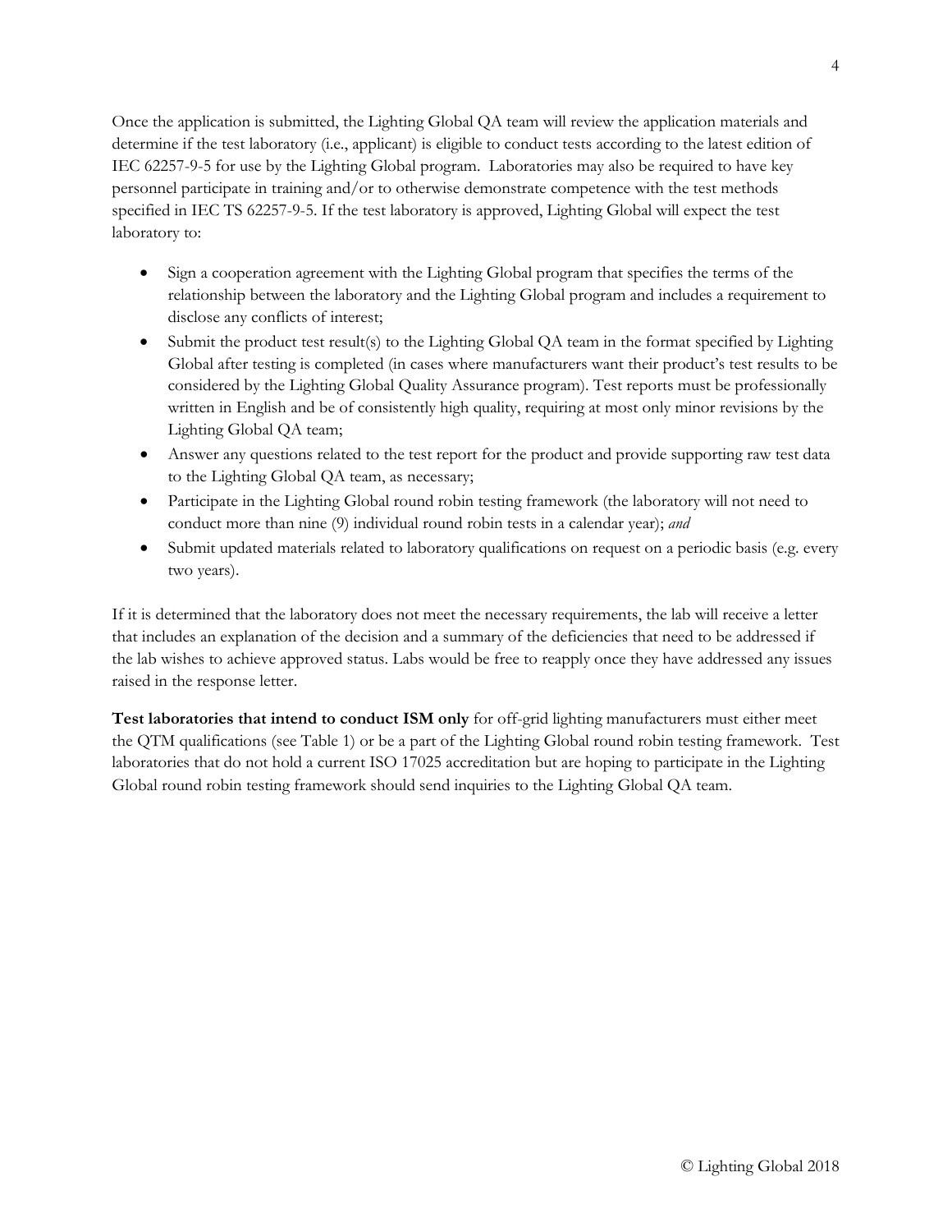Once the application is submitted, the Lighting Global QA team will review the application materials and determine if the test laboratory (i.e., applicant) is eligible to conduct tests according to the latest edition of IEC 62257-9-5 for use by the Lighting Global program. Laboratories may also be required to have key personnel participate in training and/or to otherwise demonstrate competence with the test methods specified in IEC TS 62257-9-5. If the test laboratory is approved, Lighting Global will expect the test laboratory to:

- Sign a cooperation agreement with the Lighting Global program that specifies the terms of the relationship between the laboratory and the Lighting Global program and includes a requirement to disclose any conflicts of interest;
- Submit the product test result(s) to the Lighting Global QA team in the format specified by Lighting Global after testing is completed (in cases where manufacturers want their product's test results to be considered by the Lighting Global Quality Assurance program). Test reports must be professionally written in English and be of consistently high quality, requiring at most only minor revisions by the Lighting Global QA team;
- Answer any questions related to the test report for the product and provide supporting raw test data to the Lighting Global QA team, as necessary;
- Participate in the Lighting Global round robin testing framework (the laboratory will not need to conduct more than nine (9) individual round robin tests in a calendar year); *and*
- Submit updated materials related to laboratory qualifications on request on a periodic basis (e.g. every two years).

If it is determined that the laboratory does not meet the necessary requirements, the lab will receive a letter that includes an explanation of the decision and a summary of the deficiencies that need to be addressed if the lab wishes to achieve approved status. Labs would be free to reapply once they have addressed any issues raised in the response letter.

**Test laboratories that intend to conduct ISM only** for off-grid lighting manufacturers must either meet the QTM qualifications (see Table 1) or be a part of the Lighting Global round robin testing framework. Test laboratories that do not hold a current ISO 17025 accreditation but are hoping to participate in the Lighting Global round robin testing framework should send inquiries to the Lighting Global QA team.

© Lighting Global 2018